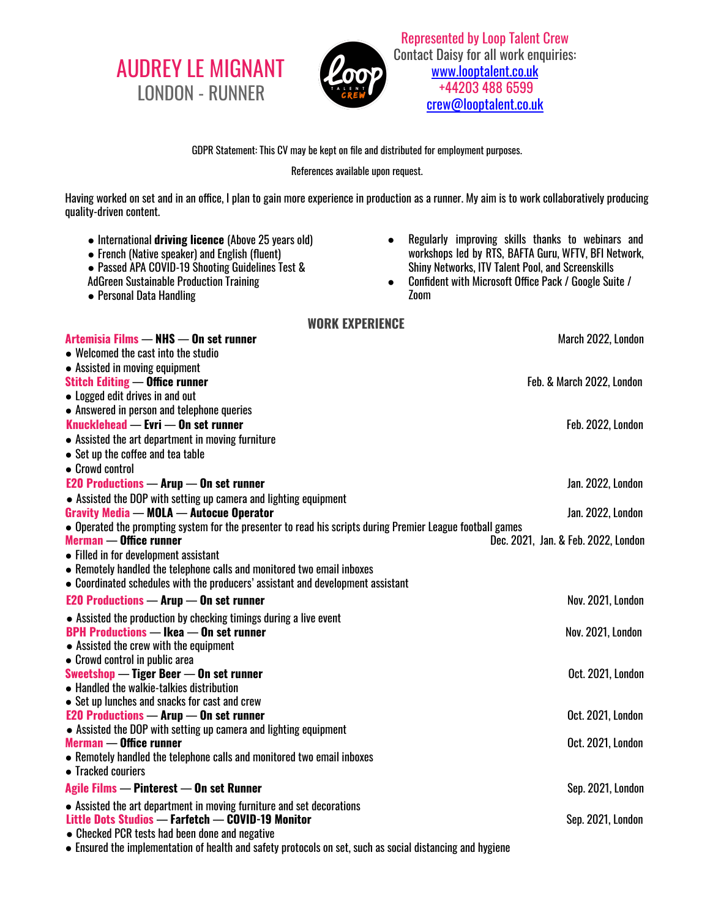# AUDREY LE MIGNANT
## LONDON - RUNNER

Represented by Loop Talent Crew
Contact Daisy for all work enquiries:
www.looptalent.co.uk
+44203 488 6599
crew@looptalent.co.uk

GDPR Statement: This CV may be kept on file and distributed for employment purposes.

References available upon request.

Having worked on set and in an office, I plan to gain more experience in production as a runner. My aim is to work collaboratively producing quality-driven content.

- International **driving licence** (Above 25 years old)
- French (Native speaker) and English (fluent)
- Passed APA COVID-19 Shooting Guidelines Test & AdGreen Sustainable Production Training
- Personal Data Handling
- Regularly improving skills thanks to webinars and workshops led by RTS, BAFTA Guru, WFTV, BFI Network, Shiny Networks, ITV Talent Pool, and Screenskills
- Confident with Microsoft Office Pack / Google Suite / Zoom

## WORK EXPERIENCE

**Artemisia Films — NHS — On set runner** — March 2022, London
- Welcomed the cast into the studio
- Assisted in moving equipment

**Stitch Editing — Office runner** — Feb. & March 2022, London
- Logged edit drives in and out
- Answered in person and telephone queries

**Knucklehead — Evri — On set runner** — Feb. 2022, London
- Assisted the art department in moving furniture
- Set up the coffee and tea table
- Crowd control

**E20 Productions — Arup — On set runner** — Jan. 2022, London
- Assisted the DOP with setting up camera and lighting equipment

**Gravity Media — MOLA — Autocue Operator** — Jan. 2022, London
- Operated the prompting system for the presenter to read his scripts during Premier League football games

**Merman — Office runner** — Dec. 2021, Jan. & Feb. 2022, London
- Filled in for development assistant
- Remotely handled the telephone calls and monitored two email inboxes
- Coordinated schedules with the producers' assistant and development assistant

**E20 Productions — Arup — On set runner** — Nov. 2021, London
- Assisted the production by checking timings during a live event

**BPH Productions — Ikea — On set runner** — Nov. 2021, London
- Assisted the crew with the equipment
- Crowd control in public area

**Sweetshop — Tiger Beer — On set runner** — Oct. 2021, London
- Handled the walkie-talkies distribution
- Set up lunches and snacks for cast and crew

**E20 Productions — Arup — On set runner** — Oct. 2021, London
- Assisted the DOP with setting up camera and lighting equipment

**Merman — Office runner** — Oct. 2021, London
- Remotely handled the telephone calls and monitored two email inboxes
- Tracked couriers

**Agile Films — Pinterest — On set Runner** — Sep. 2021, London
- Assisted the art department in moving furniture and set decorations

**Little Dots Studios — Farfetch — COVID-19 Monitor** — Sep. 2021, London
- Checked PCR tests had been done and negative
- Ensured the implementation of health and safety protocols on set, such as social distancing and hygiene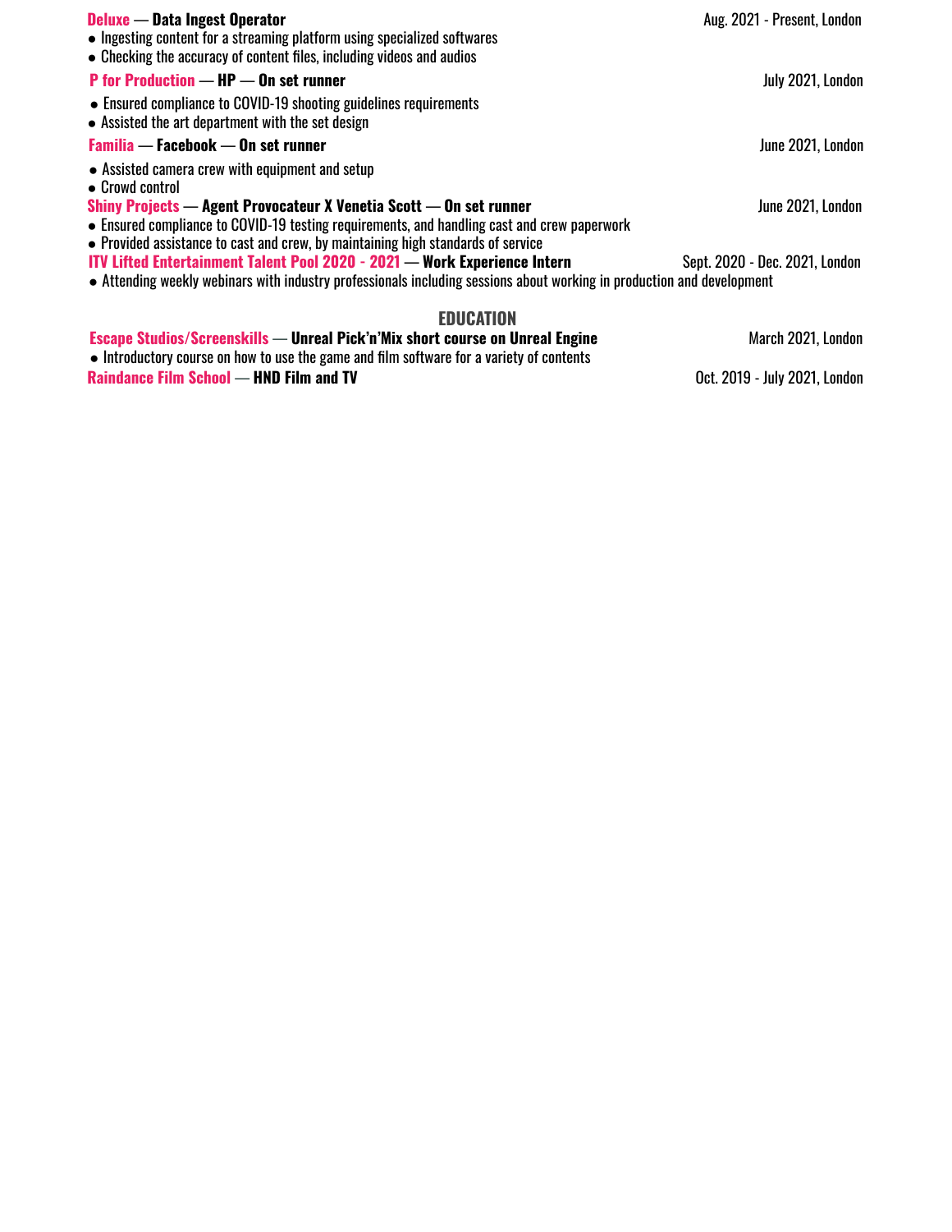**Deluxe** — **Data Ingest Operator** Aug. 2021 - Present, London

- Ingesting content for a streaming platform using specialized softwares
- Checking the accuracy of content files, including videos and audios

**P for Production** — **HP** — **On set runner** July 2021, London

- Ensured compliance to COVID-19 shooting guidelines requirements
- Assisted the art department with the set design

**Familia** — **Facebook** — **On set runner** June 2021, London

- Assisted camera crew with equipment and setup
- Crowd control

**Shiny Projects** — **Agent Provocateur X Venetia Scott** — **On set runner** June 2021, London

- Ensured compliance to COVID-19 testing requirements, and handling cast and crew paperwork
- Provided assistance to cast and crew, by maintaining high standards of service

**ITV Lifted Entertainment Talent Pool 2020 - 2021** — **Work Experience Intern** Sept. 2020 - Dec. 2021, London

- Attending weekly webinars with industry professionals including sessions about working in production and development

## EDUCATION

**Escape Studios/Screenskills** — **Unreal Pick'n'Mix short course on Unreal Engine** March 2021, London

- Introductory course on how to use the game and film software for a variety of contents

**Raindance Film School** — **HND Film and TV** Oct. 2019 - July 2021, London